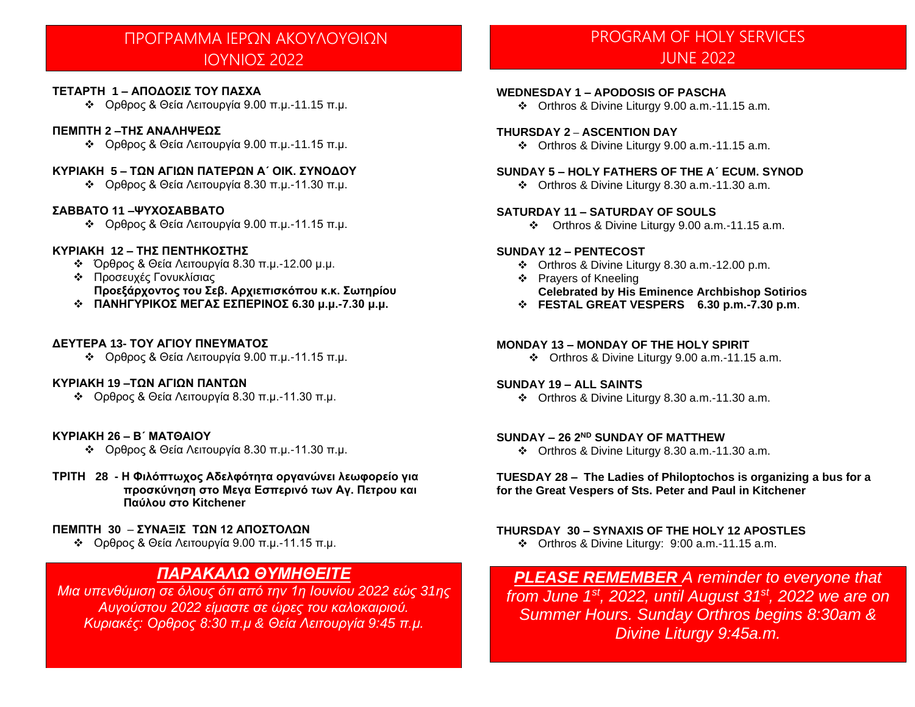## ΠΡΟΓΡΑΜΜΑ ΙΕΡΩΝ ΑΚΟΥΛΟΥΘΙΩΝ ΙΟΥΝΙΟΣ 2022

**ΤΕΤΑΡΤΗ 1 – ΑΠΟΔΟΣΙΣ ΤΟΥ ΠΑΣΧΑ**

- Ορθρος & Θεία Λειτουργία 9.00 π.μ.-11.15 π.μ.

**ΠΕΜΠΤΗ 2 –ΤΗΣ ΑΝΑΛΗΨΕΩΣ**

- Ορθρος & Θεία Λειτουργία 9.00 π.μ.-11.15 π.μ.

**ΚΥΡΙΑΚΗ 5 – ΤΩΝ ΑΓΙΩΝ ΠΑΤΕΡΩΝ Α΄ ΟΙΚ. ΣΥΝΟΔΟΥ**

- Ορθρος & Θεία Λειτουργία 8.30 π.μ.-11.30 π.μ.

**ΣΑΒΒΑΤΟ 11 –ΨΥΧΟΣΑΒΒΑΤΟ**

- Ορθρος & Θεία Λειτουργία 9.00 π.μ.-11.15 π.μ.

**ΚΥΡΙΑΚΗ 12 – ΤΗΣ ΠΕΝΤΗΚΟΣΤΗΣ**

- Όρθρος & Θεία Λειτουργία 8.30 π.μ.-12.00 μ.μ.
- Προσευχές Γονυκλίσιας
  **Προεξάρχοντος του Σεβ. Αρχιεπισκόπου κ.κ. Σωτηρίου**
- **ΠΑΝΗΓΥΡΙΚΟΣ ΜΕΓΑΣ ΕΣΠΕΡΙΝΟΣ 6.30 μ.μ.-7.30 μ.μ.**

**ΔΕΥΤΕΡΑ 13- ΤΟΥ ΑΓΙΟΥ ΠΝΕΥΜΑΤΟΣ**

- Ορθρος & Θεία Λειτουργία 9.00 π.μ.-11.15 π.μ.

**ΚΥΡΙΑΚΗ 19 –ΤΩΝ ΑΓΙΩΝ ΠΑΝΤΩΝ**

- Ορθρος & Θεία Λειτουργία 8.30 π.μ.-11.30 π.μ.

**ΚΥΡΙΑΚΗ 26 – Β΄ ΜΑΤΘΑΙΟΥ**

- Ορθρος & Θεία Λειτουργία 8.30 π.μ.-11.30 π.μ.

**ΤΡΙΤΗ 28 - Η Φιλόπτωχος Αδελφότητα οργανώνει λεωφορείο για προσκύνηση στο Μεγα Εσπερινό των Αγ. Πετρου και Παύλου στο Kitchener**

**ΠΕΜΠΤΗ 30 – ΣΥΝΑΞΙΣ ΤΩΝ 12 ΑΠΟΣΤΟΛΩΝ**

- Ορθρος & Θεία Λειτουργία 9.00 π.μ.-11.15 π.μ.

***ΠΑΡΑΚΑΛΩ ΘΥΜΗΘΕΙΤΕ***

*Μια υπενθύμιση σε όλους ότι από την 1η Ιουνίου 2022 εώς 31ης Αυγούστου 2022 είμαστε σε ώρες του καλοκαιριού. Κυριακές: Ορθρος 8:30 π.μ & Θεία Λειτουργία 9:45 π.μ.*

## PROGRAM OF HOLY SERVICES JUNE 2022

**WEDNESDAY 1 – APODOSIS OF PASCHA**

- Orthros & Divine Liturgy 9.00 a.m.-11.15 a.m.

**THURSDAY 2 – ASCENTION DAY**

- Orthros & Divine Liturgy 9.00 a.m.-11.15 a.m.

**SUNDAY 5 – HOLY FATHERS OF THE A΄ ECUM. SYNOD**

- Orthros & Divine Liturgy 8.30 a.m.-11.30 a.m.

**SATURDAY 11 – SATURDAY OF SOULS**

- Orthros & Divine Liturgy 9.00 a.m.-11.15 a.m.

**SUNDAY 12 – PENTECOST**

- Orthros & Divine Liturgy 8.30 a.m.-12.00 p.m.
- Prayers of Kneeling
  **Celebrated by His Eminence Archbishop Sotirios**
- **FESTAL GREAT VESPERS 6.30 p.m.-7.30 p.m.**

**MONDAY 13 – MONDAY OF THE HOLY SPIRIT**

- Orthros & Divine Liturgy 9.00 a.m.-11.15 a.m.

**SUNDAY 19 – ALL SAINTS**

- Orthros & Divine Liturgy 8.30 a.m.-11.30 a.m.

**SUNDAY – 26 2ND SUNDAY OF MATTHEW**

- Orthros & Divine Liturgy 8.30 a.m.-11.30 a.m.

**TUESDAY 28 – The Ladies of Philoptochos is organizing a bus for a for the Great Vespers of Sts. Peter and Paul in Kitchener**

**THURSDAY 30 – SYNAXIS OF THE HOLY 12 APOSTLES**

- Orthros & Divine Liturgy: 9:00 a.m.-11.15 a.m.

***PLEASE REMEMBER*** *A reminder to everyone that from June 1st, 2022, until August 31st, 2022 we are on Summer Hours. Sunday Orthros begins 8:30am & Divine Liturgy 9:45a.m.*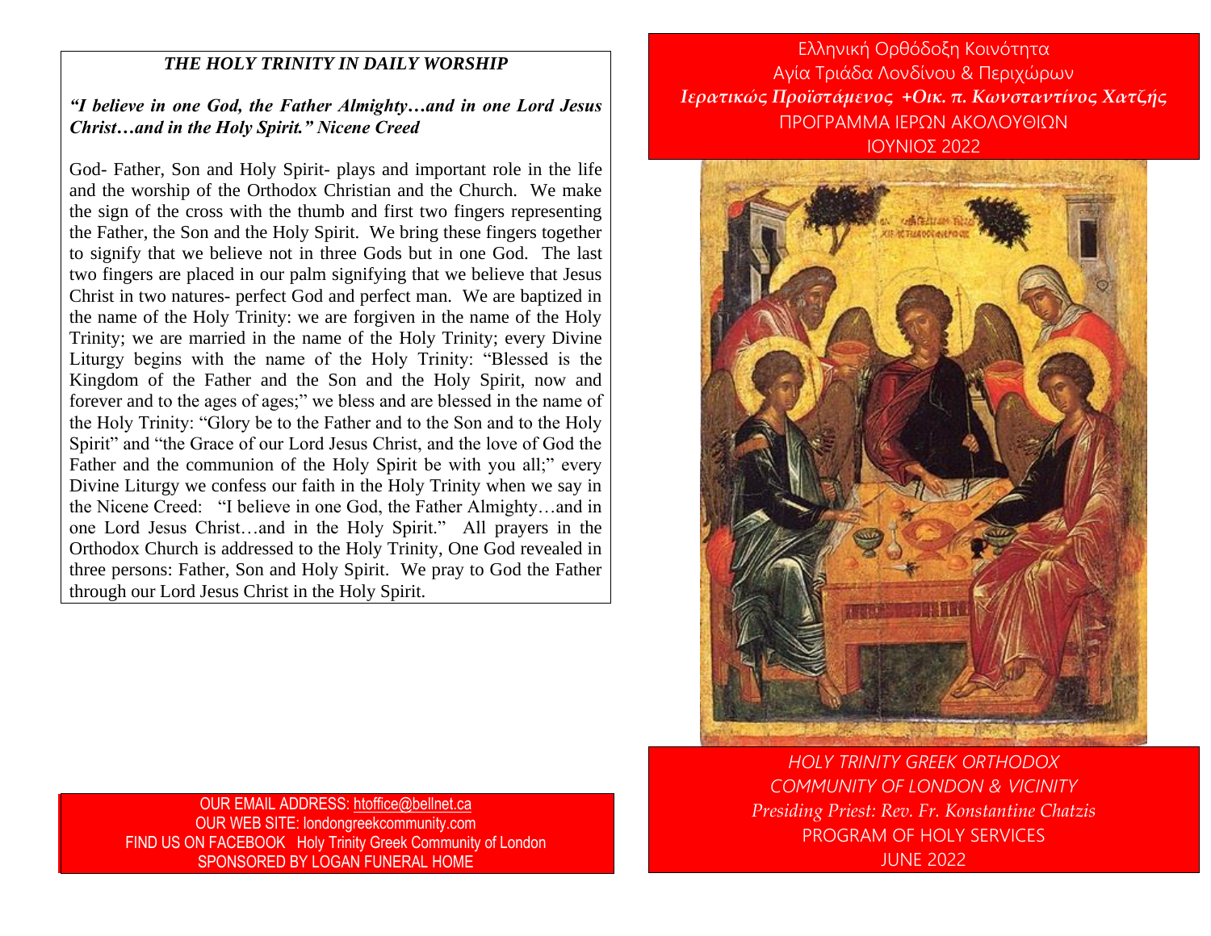## THE HOLY TRINITY IN DAILY WORSHIP

***"I believe in one God, the Father Almighty…and in one Lord Jesus Christ…and in the Holy Spirit." Nicene Creed***

God- Father, Son and Holy Spirit- plays and important role in the life and the worship of the Orthodox Christian and the Church. We make the sign of the cross with the thumb and first two fingers representing the Father, the Son and the Holy Spirit. We bring these fingers together to signify that we believe not in three Gods but in one God. The last two fingers are placed in our palm signifying that we believe that Jesus Christ in two natures- perfect God and perfect man. We are baptized in the name of the Holy Trinity: we are forgiven in the name of the Holy Trinity; we are married in the name of the Holy Trinity; every Divine Liturgy begins with the name of the Holy Trinity: "Blessed is the Kingdom of the Father and the Son and the Holy Spirit, now and forever and to the ages of ages;" we bless and are blessed in the name of the Holy Trinity: "Glory be to the Father and to the Son and to the Holy Spirit" and "the Grace of our Lord Jesus Christ, and the love of God the Father and the communion of the Holy Spirit be with you all;" every Divine Liturgy we confess our faith in the Holy Trinity when we say in the Nicene Creed: "I believe in one God, the Father Almighty…and in one Lord Jesus Christ…and in the Holy Spirit." All prayers in the Orthodox Church is addressed to the Holy Trinity, One God revealed in three persons: Father, Son and Holy Spirit. We pray to God the Father through our Lord Jesus Christ in the Holy Spirit.

OUR EMAIL ADDRESS: htoffice@bellnet.ca
OUR WEB SITE: londongreekcommunity.com
FIND US ON FACEBOOK Holy Trinity Greek Community of London
SPONSORED BY LOGAN FUNERAL HOME

Ελληνική Ορθόδοξη Κοινότητα
Αγία Τριάδα Λονδίνου & Περιχώρων
*Ιερατικώς Προϊστάμενος +Οικ. π. Κωνσταντίνος Χατζής*
ΠΡΟΓΡΑΜΜΑ ΙΕΡΩΝ ΑΚΟΛΟΥΘΙΩΝ
ΙΟΥΝΙΟΣ 2022

*HOLY TRINITY GREEK ORTHODOX COMMUNITY OF LONDON & VICINITY*
*Presiding Priest: Rev. Fr. Konstantine Chatzis*
PROGRAM OF HOLY SERVICES
JUNE 2022